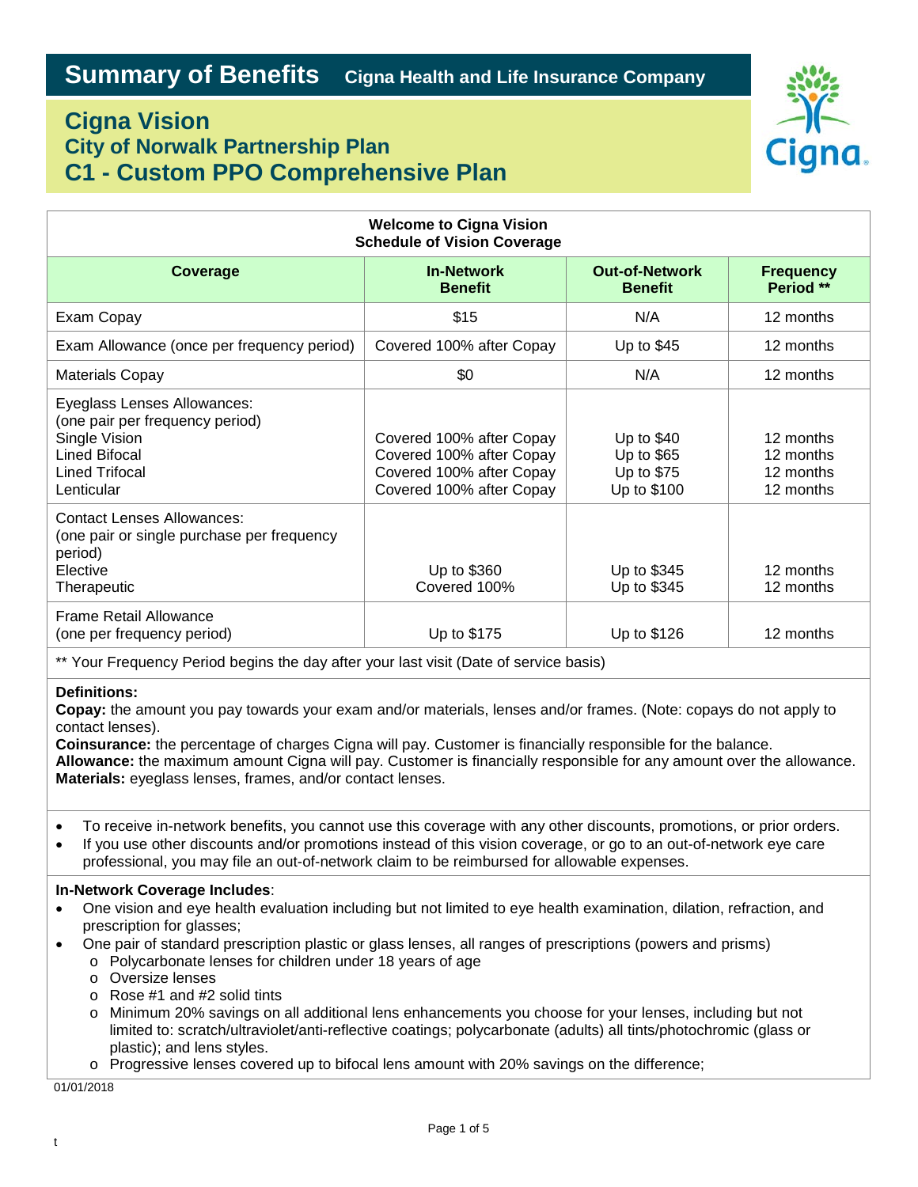# Summary of Benefits Cigna Health and Life Insurance Company

## Cigna Vision
## City of Norwalk Partnership Plan
## C1 - Custom PPO Comprehensive Plan

**Welcome to Cigna Vision**
**Schedule of Vision Coverage**

| Coverage | In-Network Benefit | Out-of-Network Benefit | Frequency Period ** |
|---|---|---|---|
| Exam Copay | $15 | N/A | 12 months |
| Exam Allowance (once per frequency period) | Covered 100% after Copay | Up to $45 | 12 months |
| Materials Copay | $0 | N/A | 12 months |
| Eyeglass Lenses Allowances: (one pair per frequency period) | | | |
| Single Vision | Covered 100% after Copay | Up to $40 | 12 months |
| Lined Bifocal | Covered 100% after Copay | Up to $65 | 12 months |
| Lined Trifocal | Covered 100% after Copay | Up to $75 | 12 months |
| Lenticular | Covered 100% after Copay | Up to $100 | 12 months |
| Contact Lenses Allowances: (one pair or single purchase per frequency period) | | | |
| Elective | Up to $360 | Up to $345 | 12 months |
| Therapeutic | Covered 100% | Up to $345 | 12 months |
| Frame Retail Allowance (one per frequency period) | Up to $175 | Up to $126 | 12 months |

** Your Frequency Period begins the day after your last visit (Date of service basis)

**Definitions:**
**Copay:** the amount you pay towards your exam and/or materials, lenses and/or frames. (Note: copays do not apply to contact lenses).
**Coinsurance:** the percentage of charges Cigna will pay. Customer is financially responsible for the balance.
**Allowance:** the maximum amount Cigna will pay. Customer is financially responsible for any amount over the allowance.
**Materials:** eyeglass lenses, frames, and/or contact lenses.

- To receive in-network benefits, you cannot use this coverage with any other discounts, promotions, or prior orders.
- If you use other discounts and/or promotions instead of this vision coverage, or go to an out-of-network eye care professional, you may file an out-of-network claim to be reimbursed for allowable expenses.

**In-Network Coverage Includes**:
- One vision and eye health evaluation including but not limited to eye health examination, dilation, refraction, and prescription for glasses;
- One pair of standard prescription plastic or glass lenses, all ranges of prescriptions (powers and prisms)
  - Polycarbonate lenses for children under 18 years of age
  - Oversize lenses
  - Rose #1 and #2 solid tints
  - Minimum 20% savings on all additional lens enhancements you choose for your lenses, including but not limited to: scratch/ultraviolet/anti-reflective coatings; polycarbonate (adults) all tints/photochromic (glass or plastic); and lens styles.
  - Progressive lenses covered up to bifocal lens amount with 20% savings on the difference;

01/01/2018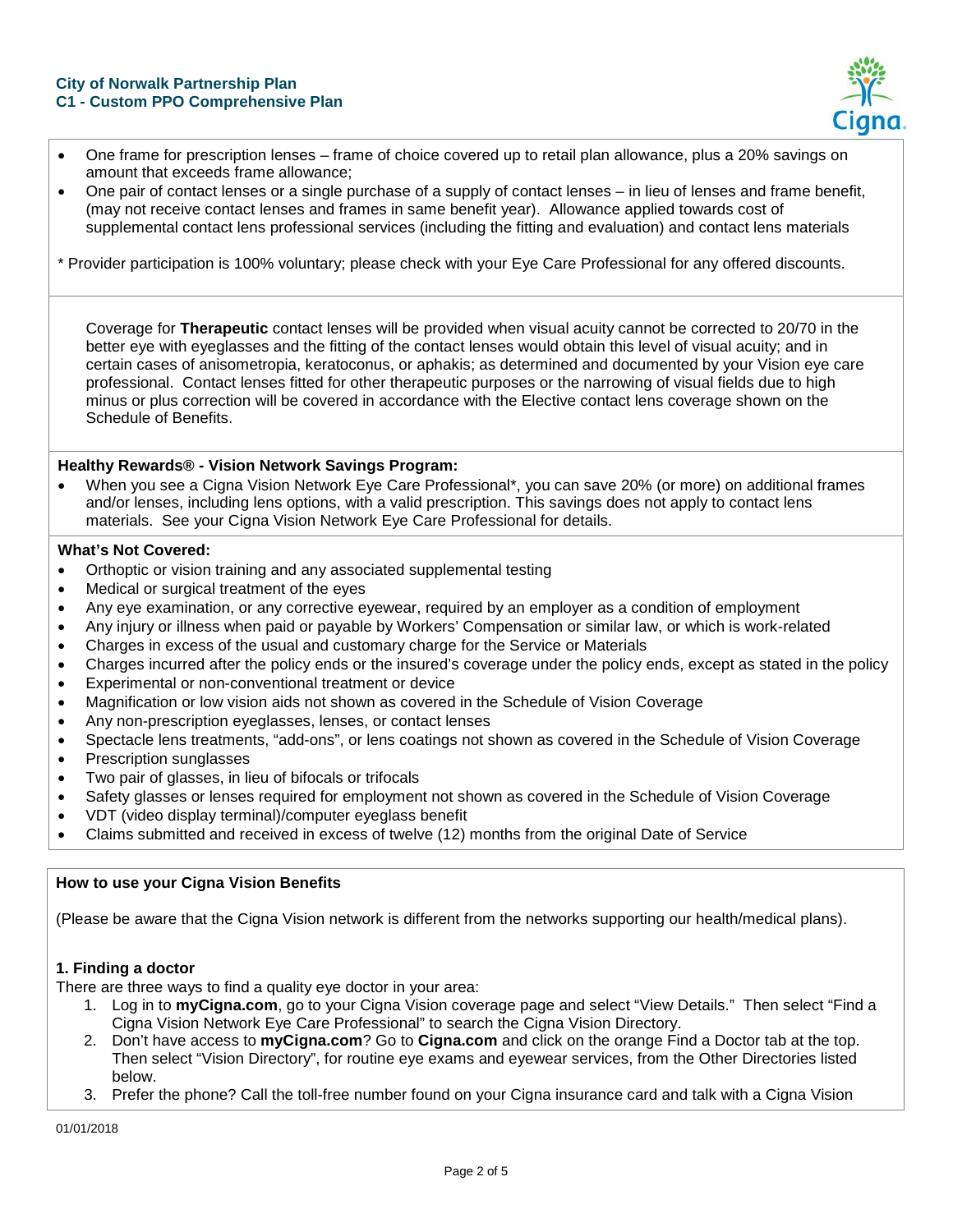- One frame for prescription lenses – frame of choice covered up to retail plan allowance, plus a 20% savings on amount that exceeds frame allowance;
- One pair of contact lenses or a single purchase of a supply of contact lenses – in lieu of lenses and frame benefit, (may not receive contact lenses and frames in same benefit year). Allowance applied towards cost of supplemental contact lens professional services (including the fitting and evaluation) and contact lens materials

* Provider participation is 100% voluntary; please check with your Eye Care Professional for any offered discounts.

Coverage for **Therapeutic** contact lenses will be provided when visual acuity cannot be corrected to 20/70 in the better eye with eyeglasses and the fitting of the contact lenses would obtain this level of visual acuity; and in certain cases of anisometropia, keratoconus, or aphakis; as determined and documented by your Vision eye care professional. Contact lenses fitted for other therapeutic purposes or the narrowing of visual fields due to high minus or plus correction will be covered in accordance with the Elective contact lens coverage shown on the Schedule of Benefits.

**Healthy Rewards® - Vision Network Savings Program:**

- When you see a Cigna Vision Network Eye Care Professional*, you can save 20% (or more) on additional frames and/or lenses, including lens options, with a valid prescription. This savings does not apply to contact lens materials. See your Cigna Vision Network Eye Care Professional for details.

**What's Not Covered:**

- Orthoptic or vision training and any associated supplemental testing
- Medical or surgical treatment of the eyes
- Any eye examination, or any corrective eyewear, required by an employer as a condition of employment
- Any injury or illness when paid or payable by Workers' Compensation or similar law, or which is work-related
- Charges in excess of the usual and customary charge for the Service or Materials
- Charges incurred after the policy ends or the insured's coverage under the policy ends, except as stated in the policy
- Experimental or non-conventional treatment or device
- Magnification or low vision aids not shown as covered in the Schedule of Vision Coverage
- Any non-prescription eyeglasses, lenses, or contact lenses
- Spectacle lens treatments, "add-ons", or lens coatings not shown as covered in the Schedule of Vision Coverage
- Prescription sunglasses
- Two pair of glasses, in lieu of bifocals or trifocals
- Safety glasses or lenses required for employment not shown as covered in the Schedule of Vision Coverage
- VDT (video display terminal)/computer eyeglass benefit
- Claims submitted and received in excess of twelve (12) months from the original Date of Service

**How to use your Cigna Vision Benefits**

(Please be aware that the Cigna Vision network is different from the networks supporting our health/medical plans).

**1. Finding a doctor**

There are three ways to find a quality eye doctor in your area:

1. Log in to **myCigna.com**, go to your Cigna Vision coverage page and select "View Details." Then select "Find a Cigna Vision Network Eye Care Professional" to search the Cigna Vision Directory.
2. Don't have access to **myCigna.com**? Go to **Cigna.com** and click on the orange Find a Doctor tab at the top. Then select "Vision Directory", for routine eye exams and eyewear services, from the Other Directories listed below.
3. Prefer the phone? Call the toll-free number found on your Cigna insurance card and talk with a Cigna Vision

01/01/2018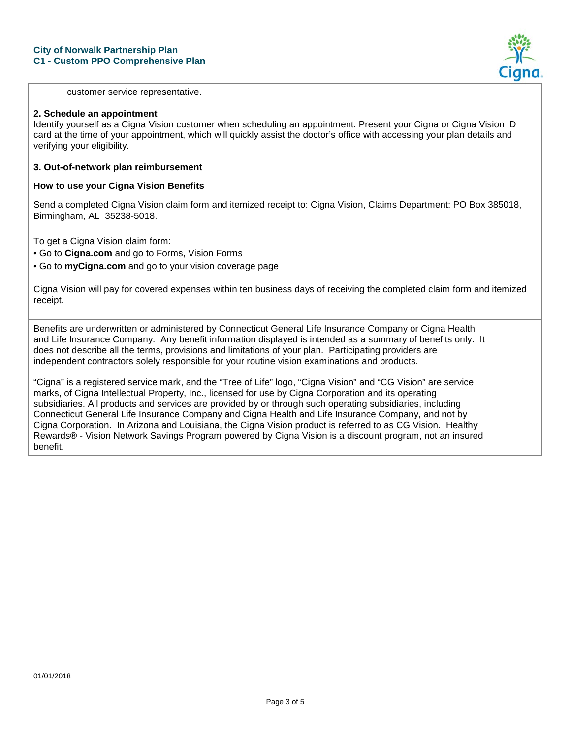customer service representative.

**2. Schedule an appointment**

Identify yourself as a Cigna Vision customer when scheduling an appointment. Present your Cigna or Cigna Vision ID card at the time of your appointment, which will quickly assist the doctor's office with accessing your plan details and verifying your eligibility.

**3. Out-of-network plan reimbursement**

**How to use your Cigna Vision Benefits**

Send a completed Cigna Vision claim form and itemized receipt to: Cigna Vision, Claims Department: PO Box 385018, Birmingham, AL 35238-5018.

To get a Cigna Vision claim form:

- Go to **Cigna.com** and go to Forms, Vision Forms
- Go to **myCigna.com** and go to your vision coverage page

Cigna Vision will pay for covered expenses within ten business days of receiving the completed claim form and itemized receipt.

Benefits are underwritten or administered by Connecticut General Life Insurance Company or Cigna Health and Life Insurance Company. Any benefit information displayed is intended as a summary of benefits only. It does not describe all the terms, provisions and limitations of your plan. Participating providers are independent contractors solely responsible for your routine vision examinations and products.

"Cigna" is a registered service mark, and the "Tree of Life" logo, "Cigna Vision" and "CG Vision" are service marks, of Cigna Intellectual Property, Inc., licensed for use by Cigna Corporation and its operating subsidiaries. All products and services are provided by or through such operating subsidiaries, including Connecticut General Life Insurance Company and Cigna Health and Life Insurance Company, and not by Cigna Corporation. In Arizona and Louisiana, the Cigna Vision product is referred to as CG Vision. Healthy Rewards® - Vision Network Savings Program powered by Cigna Vision is a discount program, not an insured benefit.

01/01/2018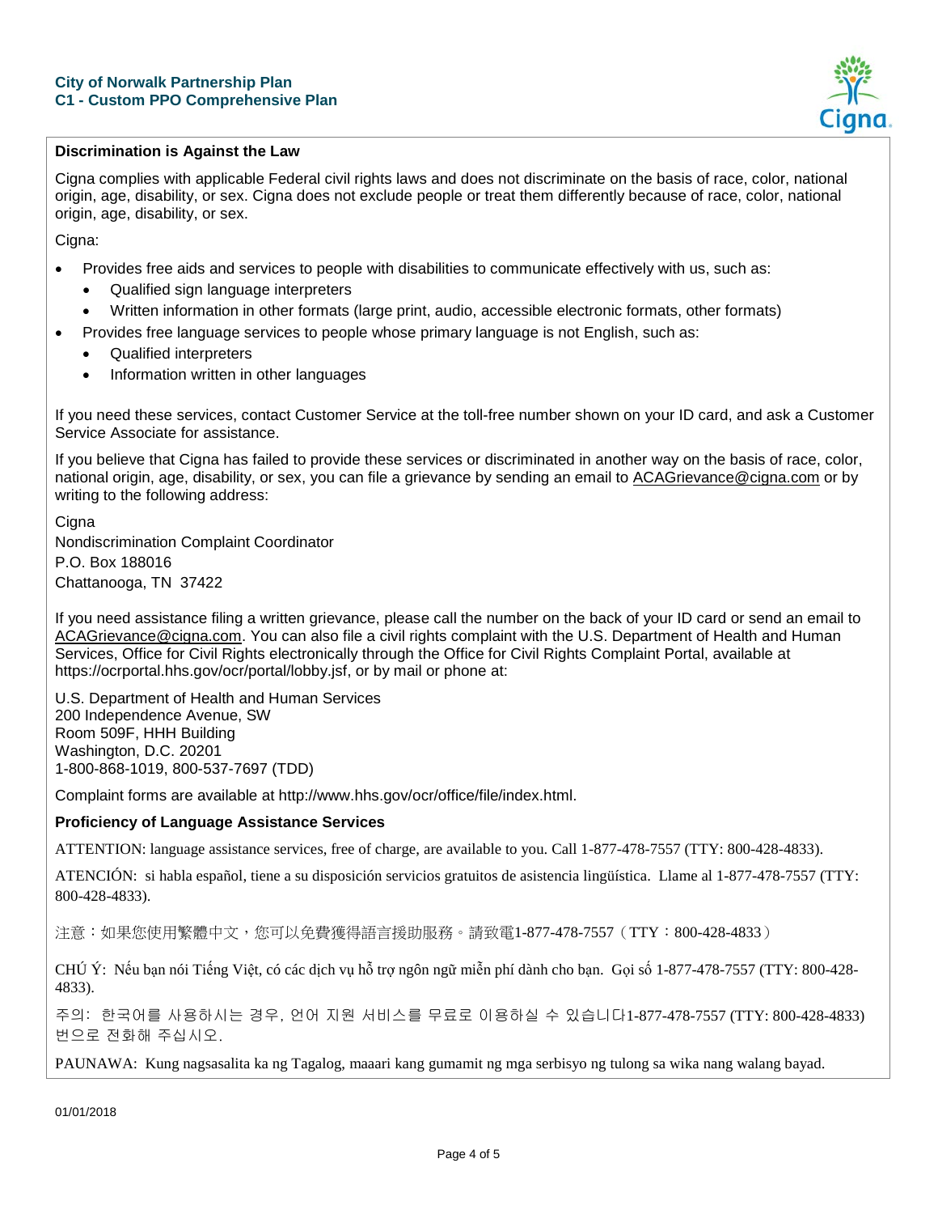City of Norwalk Partnership Plan
C1 - Custom PPO Comprehensive Plan

**Discrimination is Against the Law**

Cigna complies with applicable Federal civil rights laws and does not discriminate on the basis of race, color, national origin, age, disability, or sex. Cigna does not exclude people or treat them differently because of race, color, national origin, age, disability, or sex.

Cigna:

- Provides free aids and services to people with disabilities to communicate effectively with us, such as:
  - Qualified sign language interpreters
  - Written information in other formats (large print, audio, accessible electronic formats, other formats)
- Provides free language services to people whose primary language is not English, such as:
  - Qualified interpreters
  - Information written in other languages

If you need these services, contact Customer Service at the toll-free number shown on your ID card, and ask a Customer Service Associate for assistance.

If you believe that Cigna has failed to provide these services or discriminated in another way on the basis of race, color, national origin, age, disability, or sex, you can file a grievance by sending an email to ACAGrievance@cigna.com or by writing to the following address:

Cigna
Nondiscrimination Complaint Coordinator
P.O. Box 188016
Chattanooga, TN 37422

If you need assistance filing a written grievance, please call the number on the back of your ID card or send an email to ACAGrievance@cigna.com. You can also file a civil rights complaint with the U.S. Department of Health and Human Services, Office for Civil Rights electronically through the Office for Civil Rights Complaint Portal, available at https://ocrportal.hhs.gov/ocr/portal/lobby.jsf, or by mail or phone at:

U.S. Department of Health and Human Services
200 Independence Avenue, SW
Room 509F, HHH Building
Washington, D.C. 20201
1-800-868-1019, 800-537-7697 (TDD)

Complaint forms are available at http://www.hhs.gov/ocr/office/file/index.html.

**Proficiency of Language Assistance Services**

ATTENTION: language assistance services, free of charge, are available to you. Call 1-877-478-7557 (TTY: 800-428-4833).

ATENCIÓN: si habla español, tiene a su disposición servicios gratuitos de asistencia lingüística. Llame al 1-877-478-7557 (TTY: 800-428-4833).

注意：如果您使用繁體中文，您可以免費獲得語言援助服務。請致電1-877-478-7557（TTY：800-428-4833）

CHÚ Ý: Nếu bạn nói Tiếng Việt, có các dịch vụ hỗ trợ ngôn ngữ miễn phí dành cho bạn. Gọi số 1-877-478-7557 (TTY: 800-428-4833).

주의: 한국어를 사용하시는 경우, 언어 지원 서비스를 무료로 이용하실 수 있습니다1-877-478-7557 (TTY: 800-428-4833) 번으로 전화해 주십시오.

PAUNAWA: Kung nagsasalita ka ng Tagalog, maaari kang gumamit ng mga serbisyo ng tulong sa wika nang walang bayad.

01/01/2018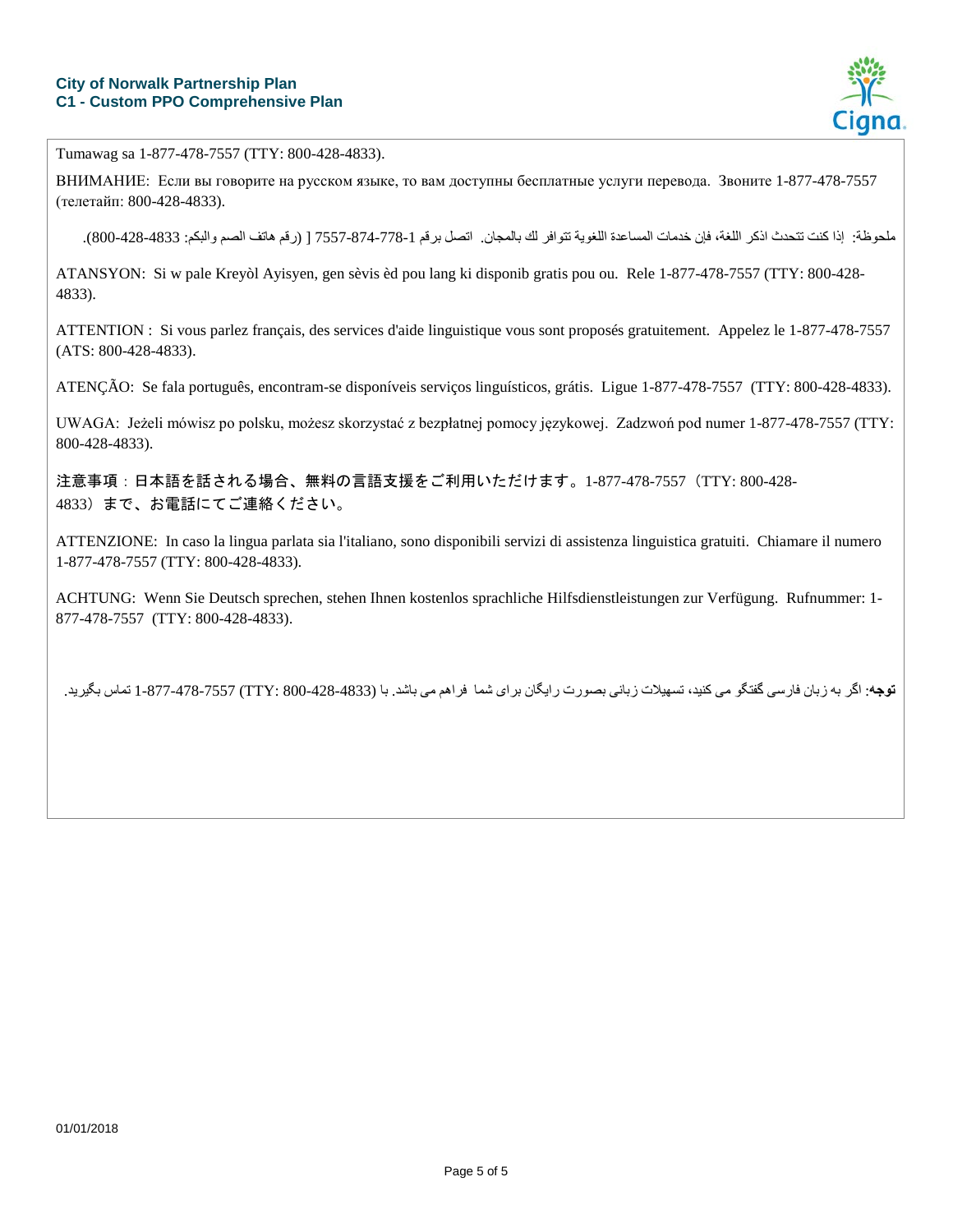Tumawag sa 1-877-478-7557 (TTY: 800-428-4833).

ВНИМАНИЕ: Если вы говорите на русском языке, то вам доступны бесплатные услуги перевода. Звоните 1-877-478-7557 (телетайп: 800-428-4833).

ملحوظة: إذا كنت تتحدث اذكر اللغة، فإن خدمات المساعدة اللغوية تتوافر لك بالمجان. اتصل برقم 1-877-478-7557 ] (رقم هاتف الصم والبكم: 800-428-4833).

ATANSYON: Si w pale Kreyòl Ayisyen, gen sèvis èd pou lang ki disponib gratis pou ou. Rele 1-877-478-7557 (TTY: 800-428-4833).

ATTENTION : Si vous parlez français, des services d'aide linguistique vous sont proposés gratuitement. Appelez le 1-877-478-7557 (ATS: 800-428-4833).

ATENÇÃO: Se fala português, encontram-se disponíveis serviços linguísticos, grátis. Ligue 1-877-478-7557 (TTY: 800-428-4833).

UWAGA: Jeżeli mówisz po polsku, możesz skorzystać z bezpłatnej pomocy językowej. Zadzwoń pod numer 1-877-478-7557 (TTY: 800-428-4833).

注意事項：日本語を話される場合、無料の言語支援をご利用いただけます。1-877-478-7557（TTY: 800-428-4833）まで、お電話にてご連絡ください。

ATTENZIONE: In caso la lingua parlata sia l'italiano, sono disponibili servizi di assistenza linguistica gratuiti. Chiamare il numero 1-877-478-7557 (TTY: 800-428-4833).

ACHTUNG: Wenn Sie Deutsch sprechen, stehen Ihnen kostenlos sprachliche Hilfsdienstleistungen zur Verfügung. Rufnummer: 1-877-478-7557 (TTY: 800-428-4833).

**توجه**: اگر به زبان فارسی گفتگو می کنید، تسهیلات زبانی بصورت رایگان برای شما فراهم می باشد. با (TTY: 800-428-4833) 1-877-478-7557 تماس بگیرید.

01/01/2018